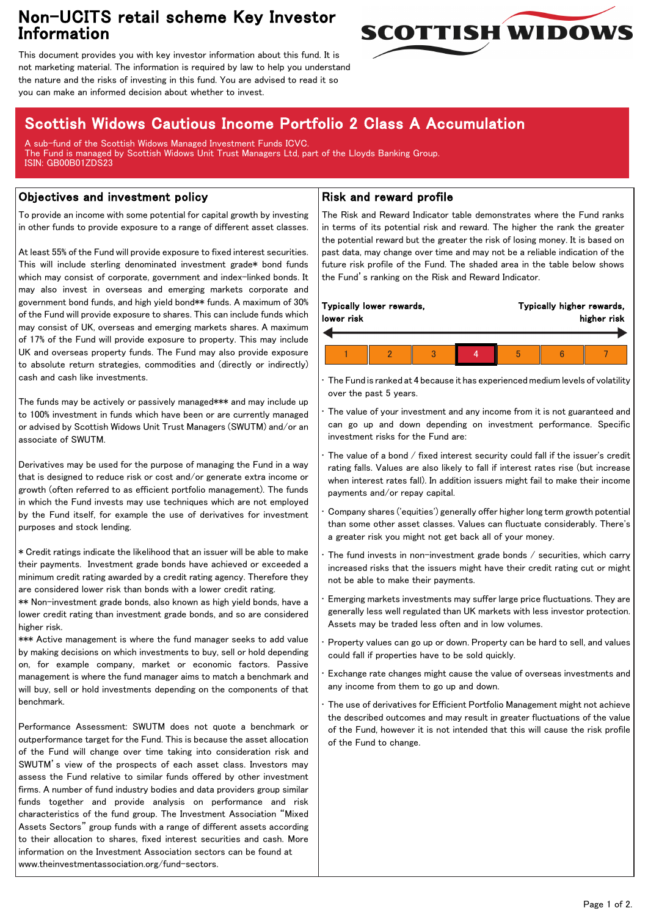# Non-UCITS retail scheme Key Investor Information

This document provides you with key investor information about this fund. It is not marketing material. The information is required by law to help you understand the nature and the risks of investing in this fund. You are advised to read it so you can make an informed decision about whether to invest.

## Scottish Widows Cautious Income Portfolio 2 Class A Accumulation

A sub-fund of the Scottish Widows Managed Investment Funds ICVC.
The Fund is managed by Scottish Widows Unit Trust Managers Ltd, part of the Lloyds Banking Group.
ISIN: GB00B01ZDS23

### Objectives and investment policy

To provide an income with some potential for capital growth by investing in other funds to provide exposure to a range of different asset classes.

At least 55% of the Fund will provide exposure to fixed interest securities. This will include sterling denominated investment grade* bond funds which may consist of corporate, government and index-linked bonds. It may also invest in overseas and emerging markets corporate and government bond funds, and high yield bond** funds. A maximum of 30% of the Fund will provide exposure to shares. This can include funds which may consist of UK, overseas and emerging markets shares. A maximum of 17% of the Fund will provide exposure to property. This may include UK and overseas property funds. The Fund may also provide exposure to absolute return strategies, commodities and (directly or indirectly) cash and cash like investments.

The funds may be actively or passively managed*** and may include up to 100% investment in funds which have been or are currently managed or advised by Scottish Widows Unit Trust Managers (SWUTM) and/or an associate of SWUTM.

Derivatives may be used for the purpose of managing the Fund in a way that is designed to reduce risk or cost and/or generate extra income or growth (often referred to as efficient portfolio management). The funds in which the Fund invests may use techniques which are not employed by the Fund itself, for example the use of derivatives for investment purposes and stock lending.

* Credit ratings indicate the likelihood that an issuer will be able to make their payments. Investment grade bonds have achieved or exceeded a minimum credit rating awarded by a credit rating agency. Therefore they are considered lower risk than bonds with a lower credit rating.
** Non-investment grade bonds, also known as high yield bonds, have a lower credit rating than investment grade bonds, and so are considered higher risk.
*** Active management is where the fund manager seeks to add value by making decisions on which investments to buy, sell or hold depending on, for example company, market or economic factors. Passive management is where the fund manager aims to match a benchmark and will buy, sell or hold investments depending on the components of that benchmark.

Performance Assessment: SWUTM does not quote a benchmark or outperformance target for the Fund. This is because the asset allocation of the Fund will change over time taking into consideration risk and SWUTM's view of the prospects of each asset class. Investors may assess the Fund relative to similar funds offered by other investment firms. A number of fund industry bodies and data providers group similar funds together and provide analysis on performance and risk characteristics of the fund group. The Investment Association "Mixed Assets Sectors" group funds with a range of different assets according to their allocation to shares, fixed interest securities and cash. More information on the Investment Association sectors can be found at www.theinvestmentassociation.org/fund-sectors.

### Risk and reward profile

The Risk and Reward Indicator table demonstrates where the Fund ranks in terms of its potential risk and reward. The higher the rank the greater the potential reward but the greater the risk of losing money. It is based on past data, may change over time and may not be a reliable indication of the future risk profile of the Fund. The shaded area in the table below shows the Fund's ranking on the Risk and Reward Indicator.

**Typically lower rewards, lower risk** ← → **Typically higher rewards, higher risk**

| 1 | 2 | 3 | **4** | 5 | 6 | 7 |
|---|---|---|---|---|---|---|

- The Fund is ranked at 4 because it has experienced medium levels of volatility over the past 5 years.
- The value of your investment and any income from it is not guaranteed and can go up and down depending on investment performance. Specific investment risks for the Fund are:
- The value of a bond / fixed interest security could fall if the issuer's credit rating falls. Values are also likely to fall if interest rates rise (but increase when interest rates fall). In addition issuers might fail to make their income payments and/or repay capital.
- Company shares ('equities') generally offer higher long term growth potential than some other asset classes. Values can fluctuate considerably. There's a greater risk you might not get back all of your money.
- The fund invests in non-investment grade bonds / securities, which carry increased risks that the issuers might have their credit rating cut or might not be able to make their payments.
- Emerging markets investments may suffer large price fluctuations. They are generally less well regulated than UK markets with less investor protection. Assets may be traded less often and in low volumes.
- Property values can go up or down. Property can be hard to sell, and values could fall if properties have to be sold quickly.
- Exchange rate changes might cause the value of overseas investments and any income from them to go up and down.
- The use of derivatives for Efficient Portfolio Management might not achieve the described outcomes and may result in greater fluctuations of the value of the Fund, however it is not intended that this will cause the risk profile of the Fund to change.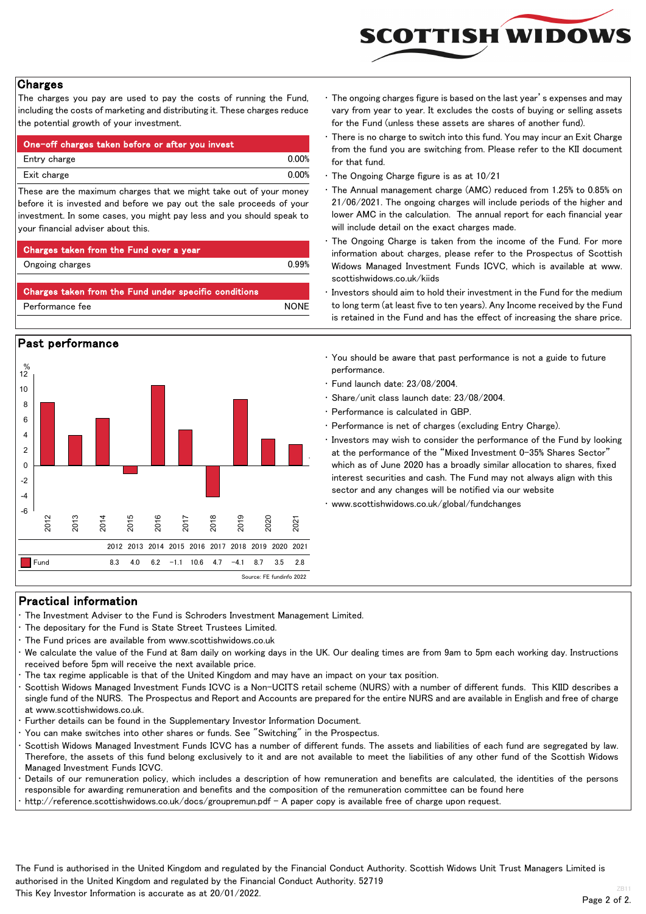## Charges

The charges you pay are used to pay the costs of running the Fund, including the costs of marketing and distributing it. These charges reduce the potential growth of your investment.

| One-off charges taken before or after you invest | |
|---|---|
| Entry charge | 0.00% |
| Exit charge | 0.00% |

These are the maximum charges that we might take out of your money before it is invested and before we pay out the sale proceeds of your investment. In some cases, you might pay less and you should speak to your financial adviser about this.

| Charges taken from the Fund over a year | |
|---|---|
| Ongoing charges | 0.99% |

| Charges taken from the Fund under specific conditions | |
|---|---|
| Performance fee | NONE |

- The ongoing charges figure is based on the last year's expenses and may vary from year to year. It excludes the costs of buying or selling assets for the Fund (unless these assets are shares of another fund).
- There is no charge to switch into this fund. You may incur an Exit Charge from the fund you are switching from. Please refer to the KII document for that fund.
- The Ongoing Charge figure is as at 10/21
- The Annual management charge (AMC) reduced from 1.25% to 0.85% on 21/06/2021. The ongoing charges will include periods of the higher and lower AMC in the calculation. The annual report for each financial year will include detail on the exact charges made.
- The Ongoing Charge is taken from the income of the Fund. For more information about charges, please refer to the Prospectus of Scottish Widows Managed Investment Funds ICVC, which is available at www.scottishwidows.co.uk/kiids
- Investors should aim to hold their investment in the Fund for the medium to long term (at least five to ten years). Any Income received by the Fund is retained in the Fund and has the effect of increasing the share price.

## Past performance

%
12
10
8
6
4
2
0
-2
-4
-6

2012 2013 2014 2015 2016 2017 2018 2019 2020 2021

| | 2012 | 2013 | 2014 | 2015 | 2016 | 2017 | 2018 | 2019 | 2020 | 2021 |
|---|---|---|---|---|---|---|---|---|---|---|
| Fund | 8.3 | 4.0 | 6.2 | −1.1 | 10.6 | 4.7 | −4.1 | 8.7 | 3.5 | 2.8 |

Source: FE fundinfo 2022

- You should be aware that past performance is not a guide to future performance.
- Fund launch date: 23/08/2004.
- Share/unit class launch date: 23/08/2004.
- Performance is calculated in GBP.
- Performance is net of charges (excluding Entry Charge).
- Investors may wish to consider the performance of the Fund by looking at the performance of the "Mixed Investment 0-35% Shares Sector" which as of June 2020 has a broadly similar allocation to shares, fixed interest securities and cash. The Fund may not always align with this sector and any changes will be notified via our website
- www.scottishwidows.co.uk/global/fundchanges

## Practical information

- The Investment Adviser to the Fund is Schroders Investment Management Limited.
- The depositary for the Fund is State Street Trustees Limited.
- The Fund prices are available from www.scottishwidows.co.uk
- We calculate the value of the Fund at 8am daily on working days in the UK. Our dealing times are from 9am to 5pm each working day. Instructions received before 5pm will receive the next available price.
- The tax regime applicable is that of the United Kingdom and may have an impact on your tax position.
- Scottish Widows Managed Investment Funds ICVC is a Non-UCITS retail scheme (NURS) with a number of different funds. This KIID describes a single fund of the NURS. The Prospectus and Report and Accounts are prepared for the entire NURS and are available in English and free of charge at www.scottishwidows.co.uk.
- Further details can be found in the Supplementary Investor Information Document.
- You can make switches into other shares or funds. See "Switching" in the Prospectus.
- Scottish Widows Managed Investment Funds ICVC has a number of different funds. The assets and liabilities of each fund are segregated by law. Therefore, the assets of this fund belong exclusively to it and are not available to meet the liabilities of any other fund of the Scottish Widows Managed Investment Funds ICVC.
- Details of our remuneration policy, which includes a description of how remuneration and benefits are calculated, the identities of the persons responsible for awarding remuneration and benefits and the composition of the remuneration committee can be found here
- http://reference.scottishwidows.co.uk/docs/grouprem​un.pdf – A paper copy is available free of charge upon request.

The Fund is authorised in the United Kingdom and regulated by the Financial Conduct Authority. Scottish Widows Unit Trust Managers Limited is authorised in the United Kingdom and regulated by the Financial Conduct Authority. 52719
This Key Investor Information is accurate as at 20/01/2022.